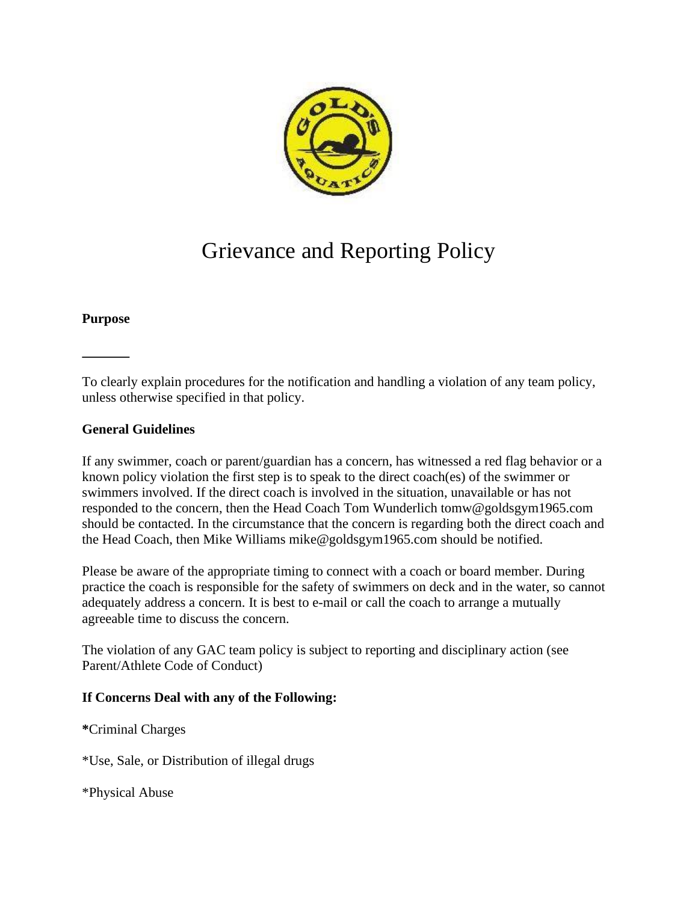# Grievance and Reporting Policy

**Purpose**

---

To clearly explain procedures for the notification and handling a violation of any team policy, unless otherwise specified in that policy.

**General Guidelines**

If any swimmer, coach or parent/guardian has a concern, has witnessed a red flag behavior or a known policy violation the first step is to speak to the direct coach(es) of the swimmer or swimmers involved. If the direct coach is involved in the situation, unavailable or has not responded to the concern, then the Head Coach Tom Wunderlich tomw@goldsgym1965.com should be contacted. In the circumstance that the concern is regarding both the direct coach and the Head Coach, then Mike Williams mike@goldsgym1965.com should be notified.

Please be aware of the appropriate timing to connect with a coach or board member. During practice the coach is responsible for the safety of swimmers on deck and in the water, so cannot adequately address a concern. It is best to e-mail or call the coach to arrange a mutually agreeable time to discuss the concern.

The violation of any GAC team policy is subject to reporting and disciplinary action (see Parent/Athlete Code of Conduct)

**If Concerns Deal with any of the Following:**

**\***Criminal Charges

*Use, Sale, or Distribution of illegal drugs

*Physical Abuse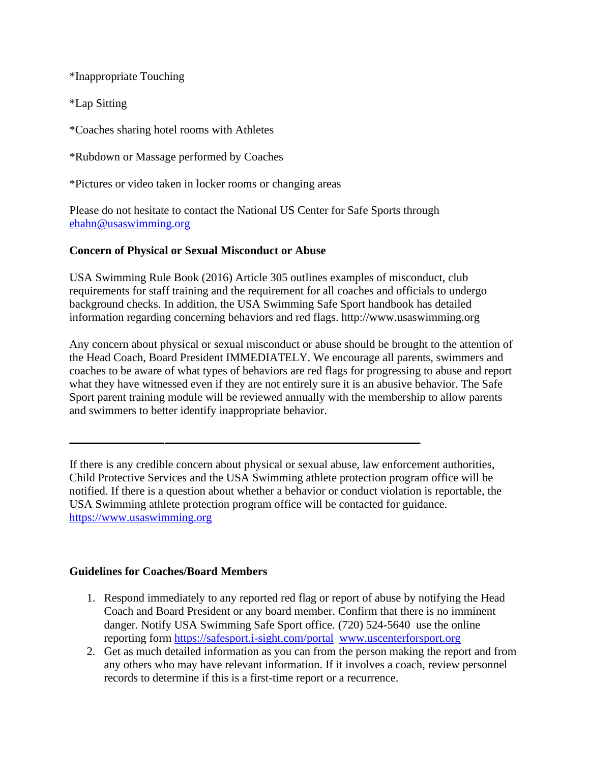*Inappropriate Touching

*Lap Sitting

*Coaches sharing hotel rooms with Athletes

*Rubdown or Massage performed by Coaches

*Pictures or video taken in locker rooms or changing areas

Please do not hesitate to contact the National US Center for Safe Sports through [ehahn@usaswimming.org](mailto:ehahn@usaswimming.org)

**Concern of Physical or Sexual Misconduct or Abuse**

USA Swimming Rule Book (2016) Article 305 outlines examples of misconduct, club requirements for staff training and the requirement for all coaches and officials to undergo background checks. In addition, the USA Swimming Safe Sport handbook has detailed information regarding concerning behaviors and red flags. http://www.usaswimming.org

Any concern about physical or sexual misconduct or abuse should be brought to the attention of the Head Coach, Board President IMMEDIATELY. We encourage all parents, swimmers and coaches to be aware of what types of behaviors are red flags for progressing to abuse and report what they have witnessed even if they are not entirely sure it is an abusive behavior. The Safe Sport parent training module will be reviewed annually with the membership to allow parents and swimmers to better identify inappropriate behavior.

---

If there is any credible concern about physical or sexual abuse, law enforcement authorities, Child Protective Services and the USA Swimming athlete protection program office will be notified. If there is a question about whether a behavior or conduct violation is reportable, the USA Swimming athlete protection program office will be contacted for guidance. [https://www.usaswimming.org](https://www.usaswimming.org)

**Guidelines for Coaches/Board Members**

1. Respond immediately to any reported red flag or report of abuse by notifying the Head Coach and Board President or any board member. Confirm that there is no imminent danger. Notify USA Swimming Safe Sport office. (720) 524-5640 use the online reporting form [https://safesport.i-sight.com/portal](https://safesport.i-sight.com/portal) [www.uscenterforsport.org](http://www.uscenterforsport.org)
2. Get as much detailed information as you can from the person making the report and from any others who may have relevant information. If it involves a coach, review personnel records to determine if this is a first-time report or a recurrence.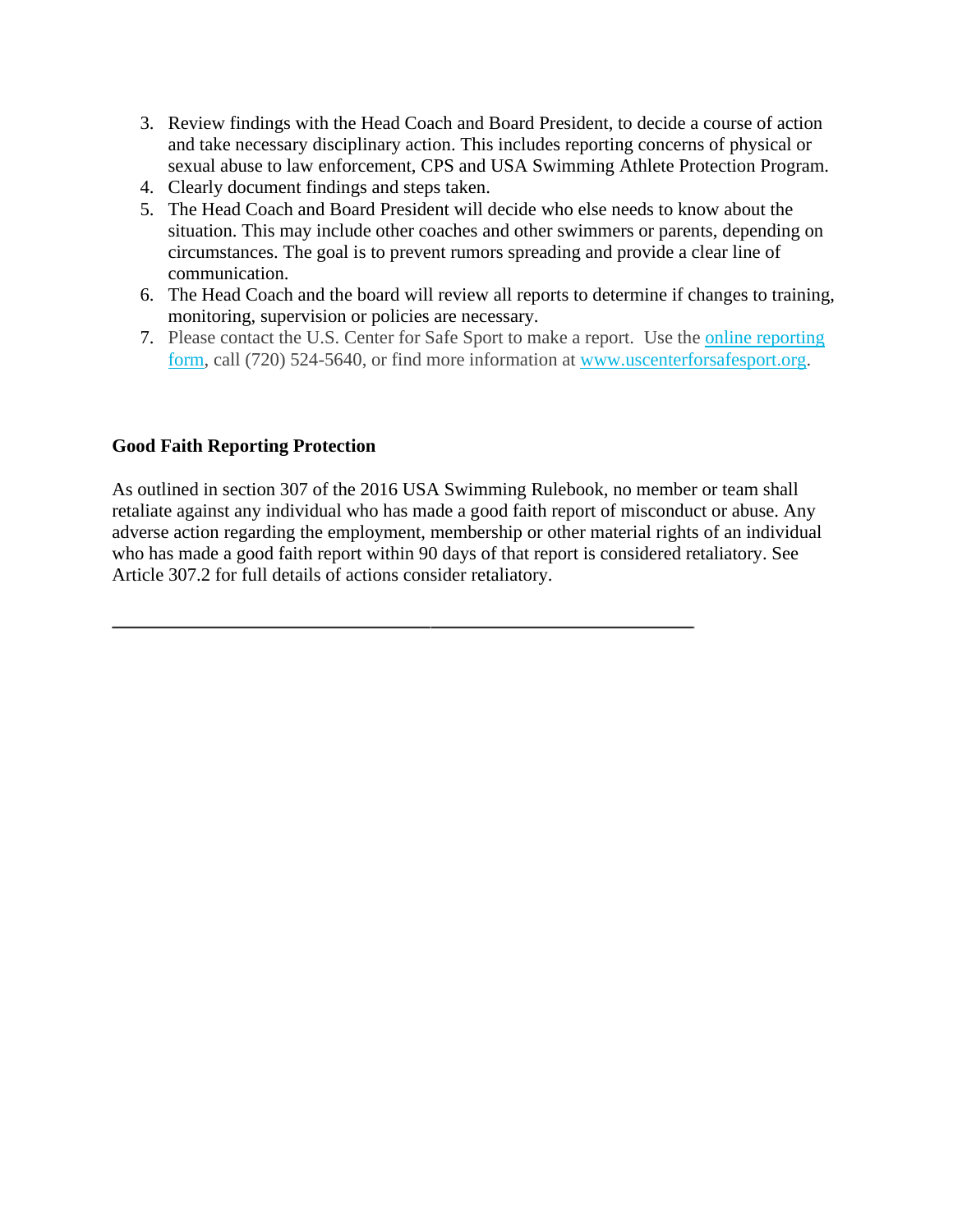3. Review findings with the Head Coach and Board President, to decide a course of action and take necessary disciplinary action. This includes reporting concerns of physical or sexual abuse to law enforcement, CPS and USA Swimming Athlete Protection Program.
4. Clearly document findings and steps taken.
5. The Head Coach and Board President will decide who else needs to know about the situation. This may include other coaches and other swimmers or parents, depending on circumstances. The goal is to prevent rumors spreading and provide a clear line of communication.
6. The Head Coach and the board will review all reports to determine if changes to training, monitoring, supervision or policies are necessary.
7. Please contact the U.S. Center for Safe Sport to make a report. Use the online reporting form, call (720) 524-5640, or find more information at www.uscenterforsafesport.org.

**Good Faith Reporting Protection**

As outlined in section 307 of the 2016 USA Swimming Rulebook, no member or team shall retaliate against any individual who has made a good faith report of misconduct or abuse. Any adverse action regarding the employment, membership or other material rights of an individual who has made a good faith report within 90 days of that report is considered retaliatory. See Article 307.2 for full details of actions consider retaliatory.

---